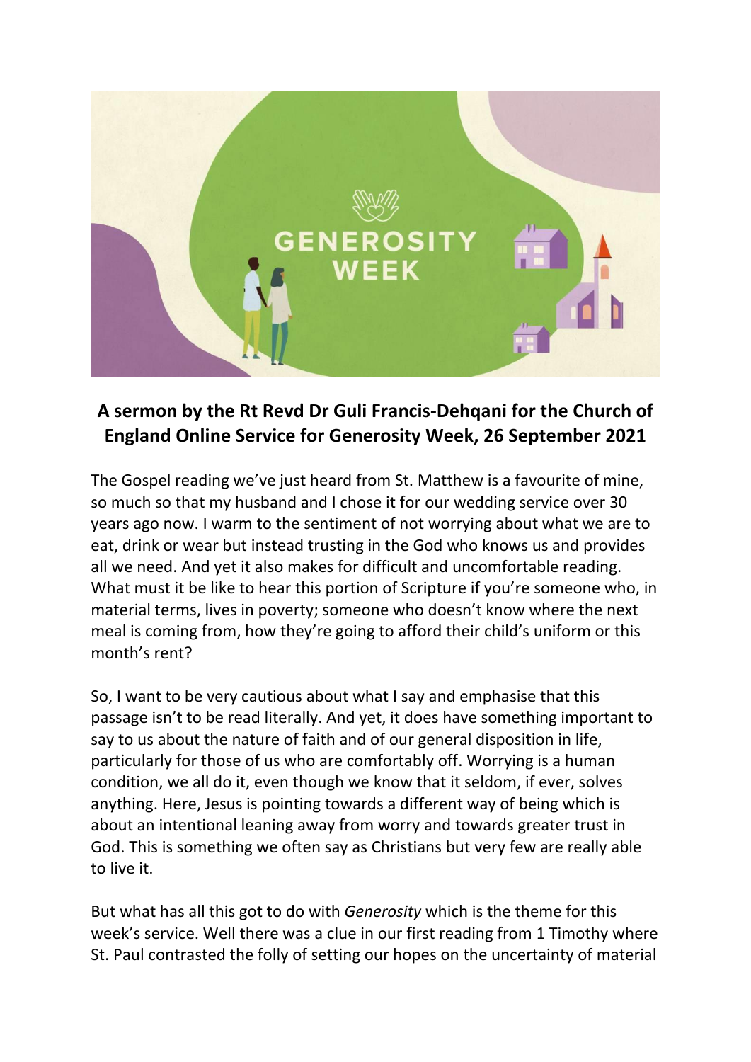**A sermon by the Rt Revd Dr Guli Francis-Dehqani for the Church of England Online Service for Generosity Week, 26 September 2021**

The Gospel reading we've just heard from St. Matthew is a favourite of mine, so much so that my husband and I chose it for our wedding service over 30 years ago now. I warm to the sentiment of not worrying about what we are to eat, drink or wear but instead trusting in the God who knows us and provides all we need. And yet it also makes for difficult and uncomfortable reading. What must it be like to hear this portion of Scripture if you're someone who, in material terms, lives in poverty; someone who doesn't know where the next meal is coming from, how they're going to afford their child's uniform or this month's rent?

So, I want to be very cautious about what I say and emphasise that this passage isn't to be read literally. And yet, it does have something important to say to us about the nature of faith and of our general disposition in life, particularly for those of us who are comfortably off. Worrying is a human condition, we all do it, even though we know that it seldom, if ever, solves anything. Here, Jesus is pointing towards a different way of being which is about an intentional leaning away from worry and towards greater trust in God. This is something we often say as Christians but very few are really able to live it.

But what has all this got to do with *Generosity* which is the theme for this week's service. Well there was a clue in our first reading from 1 Timothy where St. Paul contrasted the folly of setting our hopes on the uncertainty of material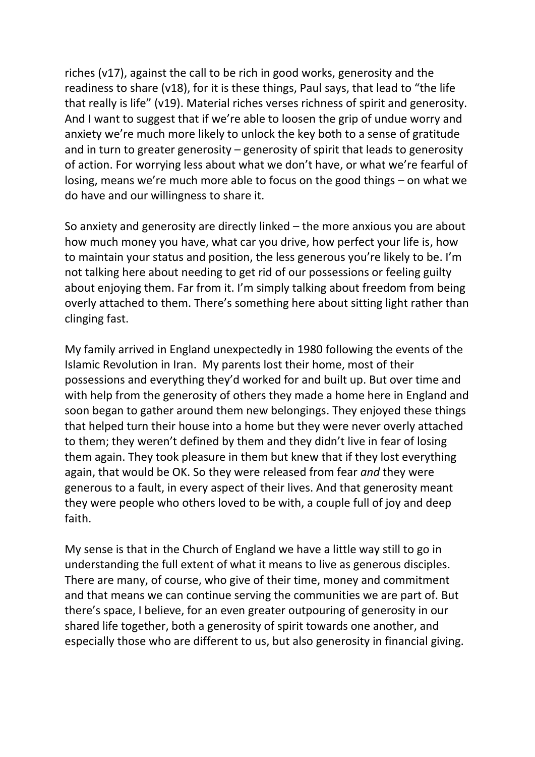riches (v17), against the call to be rich in good works, generosity and the readiness to share (v18), for it is these things, Paul says, that lead to "the life that really is life" (v19). Material riches verses richness of spirit and generosity. And I want to suggest that if we're able to loosen the grip of undue worry and anxiety we're much more likely to unlock the key both to a sense of gratitude and in turn to greater generosity – generosity of spirit that leads to generosity of action. For worrying less about what we don't have, or what we're fearful of losing, means we're much more able to focus on the good things – on what we do have and our willingness to share it.

So anxiety and generosity are directly linked – the more anxious you are about how much money you have, what car you drive, how perfect your life is, how to maintain your status and position, the less generous you're likely to be. I'm not talking here about needing to get rid of our possessions or feeling guilty about enjoying them. Far from it. I'm simply talking about freedom from being overly attached to them. There's something here about sitting light rather than clinging fast.

My family arrived in England unexpectedly in 1980 following the events of the Islamic Revolution in Iran. My parents lost their home, most of their possessions and everything they'd worked for and built up. But over time and with help from the generosity of others they made a home here in England and soon began to gather around them new belongings. They enjoyed these things that helped turn their house into a home but they were never overly attached to them; they weren't defined by them and they didn't live in fear of losing them again. They took pleasure in them but knew that if they lost everything again, that would be OK. So they were released from fear *and* they were generous to a fault, in every aspect of their lives. And that generosity meant they were people who others loved to be with, a couple full of joy and deep faith.

My sense is that in the Church of England we have a little way still to go in understanding the full extent of what it means to live as generous disciples. There are many, of course, who give of their time, money and commitment and that means we can continue serving the communities we are part of. But there's space, I believe, for an even greater outpouring of generosity in our shared life together, both a generosity of spirit towards one another, and especially those who are different to us, but also generosity in financial giving.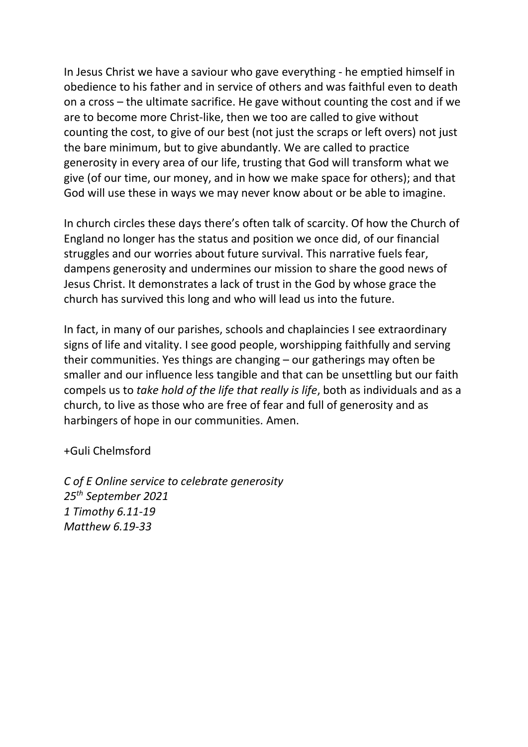In Jesus Christ we have a saviour who gave everything - he emptied himself in obedience to his father and in service of others and was faithful even to death on a cross – the ultimate sacrifice. He gave without counting the cost and if we are to become more Christ-like, then we too are called to give without counting the cost, to give of our best (not just the scraps or left overs) not just the bare minimum, but to give abundantly. We are called to practice generosity in every area of our life, trusting that God will transform what we give (of our time, our money, and in how we make space for others); and that God will use these in ways we may never know about or be able to imagine.

In church circles these days there's often talk of scarcity. Of how the Church of England no longer has the status and position we once did, of our financial struggles and our worries about future survival. This narrative fuels fear, dampens generosity and undermines our mission to share the good news of Jesus Christ. It demonstrates a lack of trust in the God by whose grace the church has survived this long and who will lead us into the future.

In fact, in many of our parishes, schools and chaplaincies I see extraordinary signs of life and vitality. I see good people, worshipping faithfully and serving their communities. Yes things are changing – our gatherings may often be smaller and our influence less tangible and that can be unsettling but our faith compels us to *take hold of the life that really is life*, both as individuals and as a church, to live as those who are free of fear and full of generosity and as harbingers of hope in our communities. Amen.

+Guli Chelmsford

*C of E Online service to celebrate generosity*
*25th September 2021*
*1 Timothy 6.11-19*
*Matthew 6.19-33*